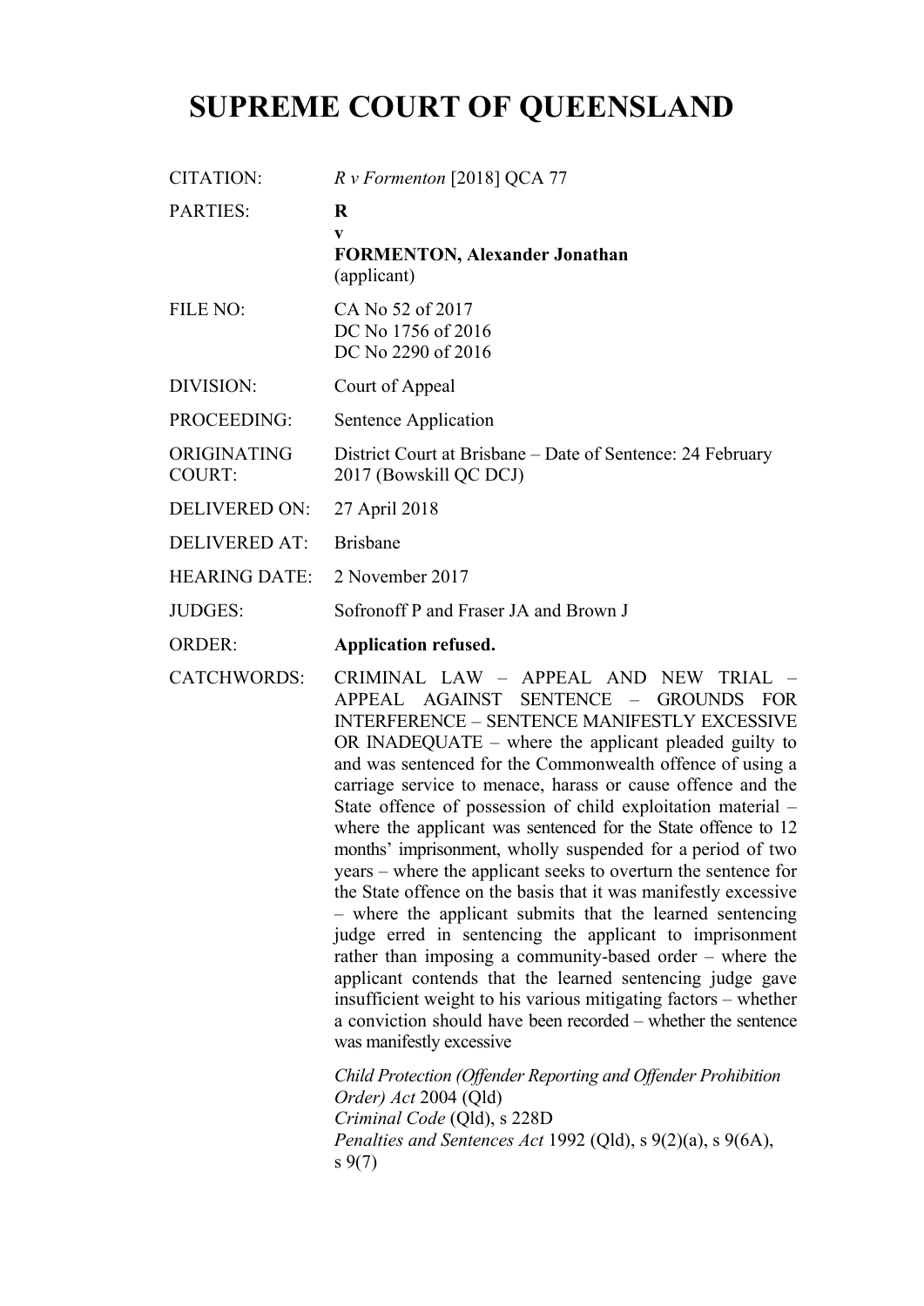# SUPREME COURT OF QUEENSLAND

| | |
|---|---|
| CITATION: | *R v Formenton* [2018] QCA 77 |
| PARTIES: | **R**<br>**v**<br>**FORMENTON, Alexander Jonathan**<br>(applicant) |
| FILE NO: | CA No 52 of 2017<br>DC No 1756 of 2016<br>DC No 2290 of 2016 |
| DIVISION: | Court of Appeal |
| PROCEEDING: | Sentence Application |
| ORIGINATING COURT: | District Court at Brisbane – Date of Sentence: 24 February 2017 (Bowskill QC DCJ) |
| DELIVERED ON: | 27 April 2018 |
| DELIVERED AT: | Brisbane |
| HEARING DATE: | 2 November 2017 |
| JUDGES: | Sofronoff P and Fraser JA and Brown J |
| ORDER: | **Application refused.** |
| CATCHWORDS: | CRIMINAL LAW – APPEAL AND NEW TRIAL – APPEAL AGAINST SENTENCE – GROUNDS FOR INTERFERENCE – SENTENCE MANIFESTLY EXCESSIVE OR INADEQUATE – where the applicant pleaded guilty to and was sentenced for the Commonwealth offence of using a carriage service to menace, harass or cause offence and the State offence of possession of child exploitation material – where the applicant was sentenced for the State offence to 12 months' imprisonment, wholly suspended for a period of two years – where the applicant seeks to overturn the sentence for the State offence on the basis that it was manifestly excessive – where the applicant submits that the learned sentencing judge erred in sentencing the applicant to imprisonment rather than imposing a community-based order – where the applicant contends that the learned sentencing judge gave insufficient weight to his various mitigating factors – whether a conviction should have been recorded – whether the sentence was manifestly excessive<br><br>*Child Protection (Offender Reporting and Offender Prohibition Order) Act* 2004 (Qld)<br>*Criminal Code* (Qld), s 228D<br>*Penalties and Sentences Act* 1992 (Qld), s 9(2)(a), s 9(6A), s 9(7) |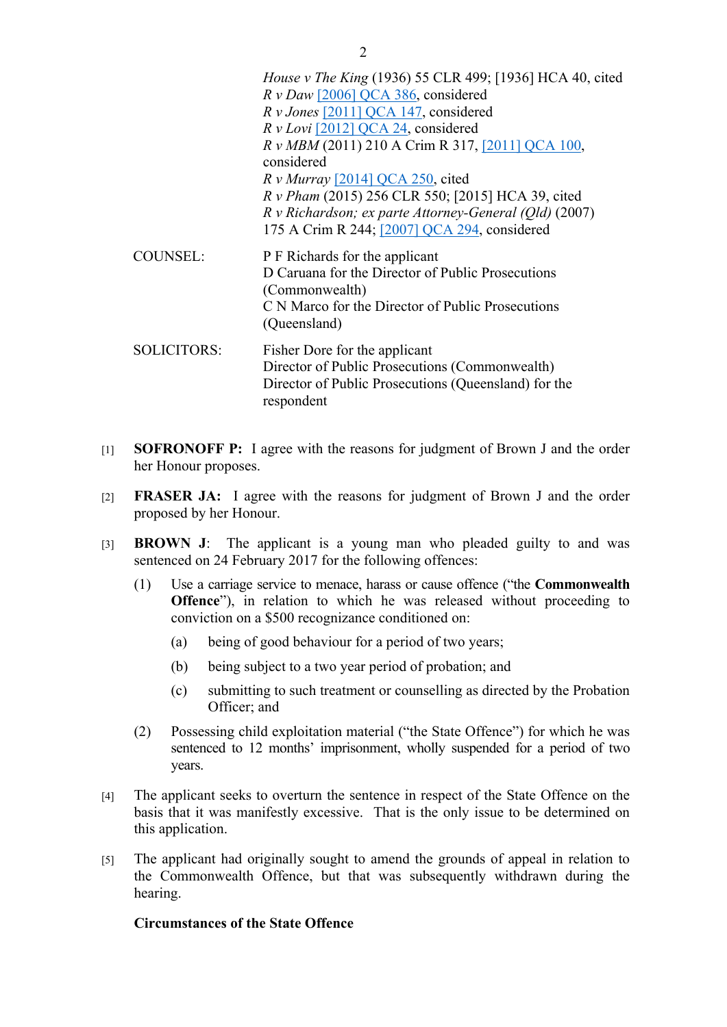*House v The King* (1936) 55 CLR 499; [1936] HCA 40, cited
*R v Daw* [2006] QCA 386, considered
*R v Jones* [2011] QCA 147, considered
*R v Lovi* [2012] QCA 24, considered
*R v MBM* (2011) 210 A Crim R 317, [2011] QCA 100, considered
*R v Murray* [2014] QCA 250, cited
*R v Pham* (2015) 256 CLR 550; [2015] HCA 39, cited
*R v Richardson; ex parte Attorney-General (Qld)* (2007) 175 A Crim R 244; [2007] QCA 294, considered

COUNSEL: P F Richards for the applicant
D Caruana for the Director of Public Prosecutions (Commonwealth)
C N Marco for the Director of Public Prosecutions (Queensland)

SOLICITORS: Fisher Dore for the applicant
Director of Public Prosecutions (Commonwealth)
Director of Public Prosecutions (Queensland) for the respondent

[1] **SOFRONOFF P:** I agree with the reasons for judgment of Brown J and the order her Honour proposes.

[2] **FRASER JA:** I agree with the reasons for judgment of Brown J and the order proposed by her Honour.

[3] **BROWN J**: The applicant is a young man who pleaded guilty to and was sentenced on 24 February 2017 for the following offences:

(1) Use a carriage service to menace, harass or cause offence ("the **Commonwealth Offence**"), in relation to which he was released without proceeding to conviction on a $500 recognizance conditioned on:

  (a) being of good behaviour for a period of two years;

  (b) being subject to a two year period of probation; and

  (c) submitting to such treatment or counselling as directed by the Probation Officer; and

(2) Possessing child exploitation material ("the State Offence") for which he was sentenced to 12 months' imprisonment, wholly suspended for a period of two years.

[4] The applicant seeks to overturn the sentence in respect of the State Offence on the basis that it was manifestly excessive. That is the only issue to be determined on this application.

[5] The applicant had originally sought to amend the grounds of appeal in relation to the Commonwealth Offence, but that was subsequently withdrawn during the hearing.

**Circumstances of the State Offence**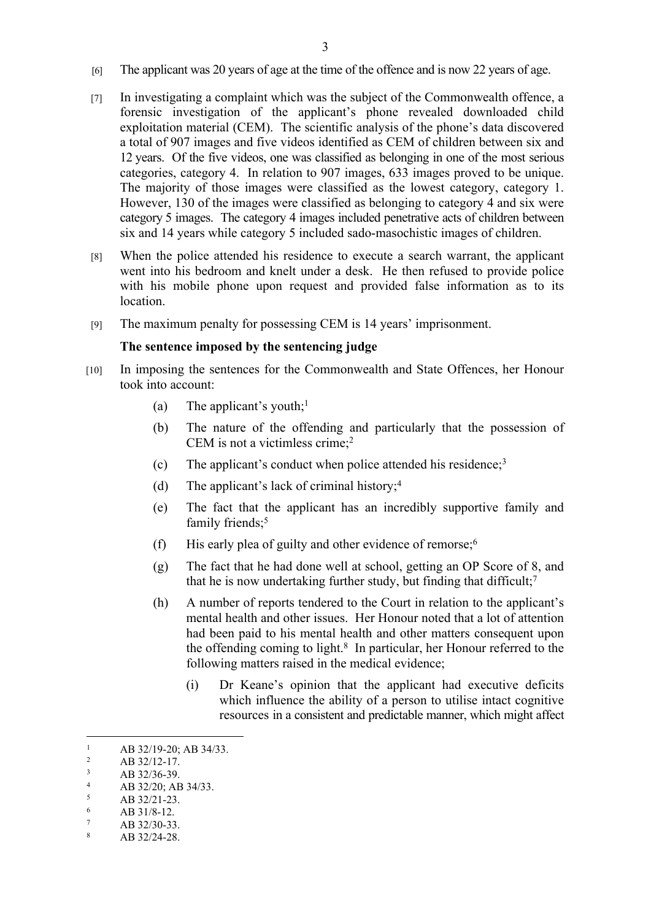[6] The applicant was 20 years of age at the time of the offence and is now 22 years of age.

[7] In investigating a complaint which was the subject of the Commonwealth offence, a forensic investigation of the applicant's phone revealed downloaded child exploitation material (CEM). The scientific analysis of the phone's data discovered a total of 907 images and five videos identified as CEM of children between six and 12 years. Of the five videos, one was classified as belonging in one of the most serious categories, category 4. In relation to 907 images, 633 images proved to be unique. The majority of those images were classified as the lowest category, category 1. However, 130 of the images were classified as belonging to category 4 and six were category 5 images. The category 4 images included penetrative acts of children between six and 14 years while category 5 included sado-masochistic images of children.

[8] When the police attended his residence to execute a search warrant, the applicant went into his bedroom and knelt under a desk. He then refused to provide police with his mobile phone upon request and provided false information as to its location.

[9] The maximum penalty for possessing CEM is 14 years' imprisonment.

**The sentence imposed by the sentencing judge**

[10] In imposing the sentences for the Commonwealth and State Offences, her Honour took into account:

(a) The applicant's youth;[1]

(b) The nature of the offending and particularly that the possession of CEM is not a victimless crime;[2]

(c) The applicant's conduct when police attended his residence;[3]

(d) The applicant's lack of criminal history;[4]

(e) The fact that the applicant has an incredibly supportive family and family friends;[5]

(f) His early plea of guilty and other evidence of remorse;[6]

(g) The fact that he had done well at school, getting an OP Score of 8, and that he is now undertaking further study, but finding that difficult;[7]

(h) A number of reports tendered to the Court in relation to the applicant's mental health and other issues. Her Honour noted that a lot of attention had been paid to his mental health and other matters consequent upon the offending coming to light.[8] In particular, her Honour referred to the following matters raised in the medical evidence;

(i) Dr Keane's opinion that the applicant had executive deficits which influence the ability of a person to utilise intact cognitive resources in a consistent and predictable manner, which might affect

---

[1] AB 32/19-20; AB 34/33.

[2] AB 32/12-17.

[3] AB 32/36-39.

[4] AB 32/20; AB 34/33.

[5] AB 32/21-23.

[6] AB 31/8-12.

[7] AB 32/30-33.

[8] AB 32/24-28.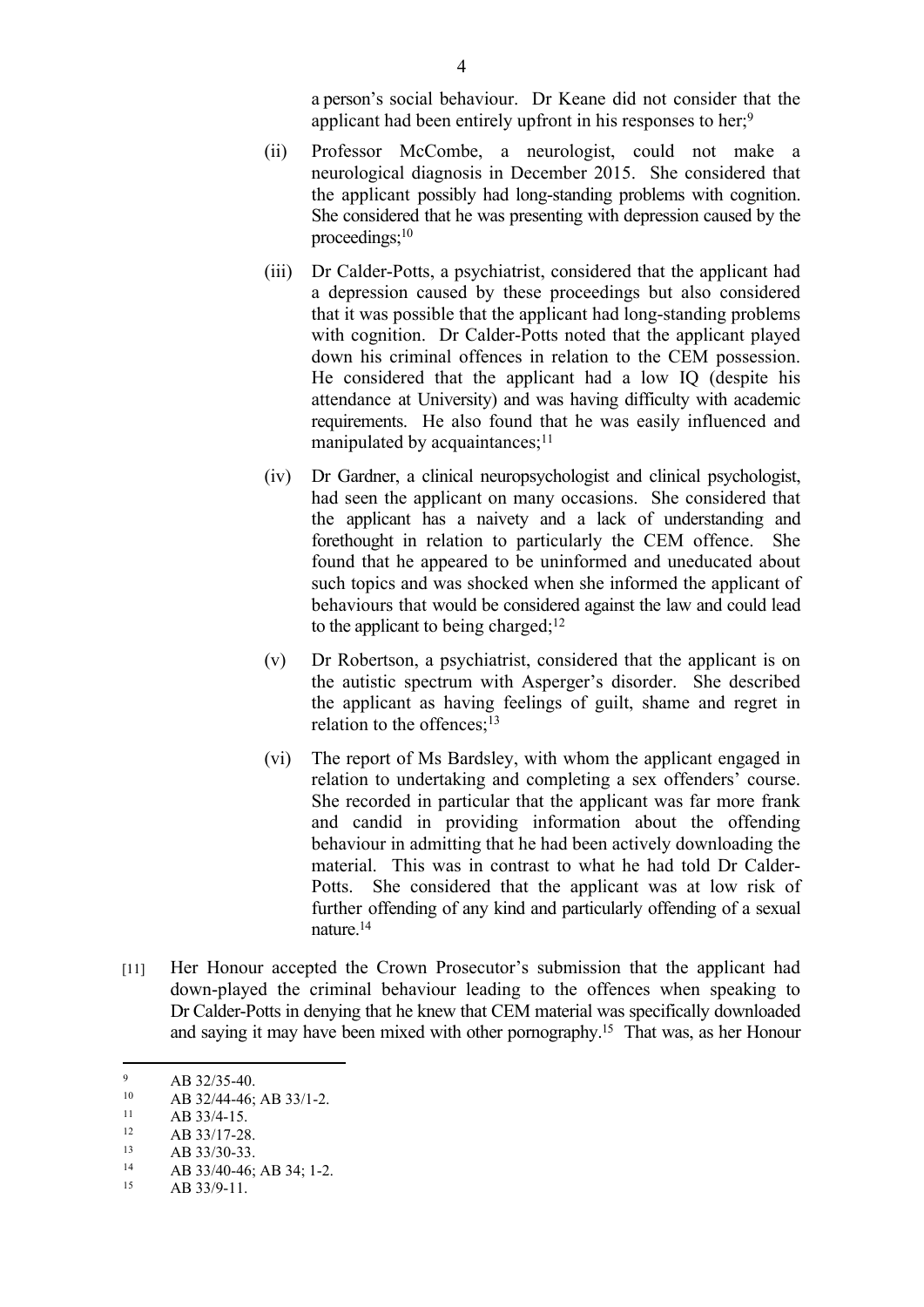a person's social behaviour. Dr Keane did not consider that the applicant had been entirely upfront in his responses to her;[9]

(ii) Professor McCombe, a neurologist, could not make a neurological diagnosis in December 2015. She considered that the applicant possibly had long-standing problems with cognition. She considered that he was presenting with depression caused by the proceedings;[10]

(iii) Dr Calder-Potts, a psychiatrist, considered that the applicant had a depression caused by these proceedings but also considered that it was possible that the applicant had long-standing problems with cognition. Dr Calder-Potts noted that the applicant played down his criminal offences in relation to the CEM possession. He considered that the applicant had a low IQ (despite his attendance at University) and was having difficulty with academic requirements. He also found that he was easily influenced and manipulated by acquaintances;[11]

(iv) Dr Gardner, a clinical neuropsychologist and clinical psychologist, had seen the applicant on many occasions. She considered that the applicant has a naivety and a lack of understanding and forethought in relation to particularly the CEM offence. She found that he appeared to be uninformed and uneducated about such topics and was shocked when she informed the applicant of behaviours that would be considered against the law and could lead to the applicant to being charged;[12]

(v) Dr Robertson, a psychiatrist, considered that the applicant is on the autistic spectrum with Asperger's disorder. She described the applicant as having feelings of guilt, shame and regret in relation to the offences;[13]

(vi) The report of Ms Bardsley, with whom the applicant engaged in relation to undertaking and completing a sex offenders' course. She recorded in particular that the applicant was far more frank and candid in providing information about the offending behaviour in admitting that he had been actively downloading the material. This was in contrast to what he had told Dr Calder-Potts. She considered that the applicant was at low risk of further offending of any kind and particularly offending of a sexual nature.[14]

[11] Her Honour accepted the Crown Prosecutor's submission that the applicant had down-played the criminal behaviour leading to the offences when speaking to Dr Calder-Potts in denying that he knew that CEM material was specifically downloaded and saying it may have been mixed with other pornography.[15] That was, as her Honour

---

[9] AB 32/35-40.

[10] AB 32/44-46; AB 33/1-2.

[11] AB 33/4-15.

[12] AB 33/17-28.

[13] AB 33/30-33.

[14] AB 33/40-46; AB 34; 1-2.

[15] AB 33/9-11.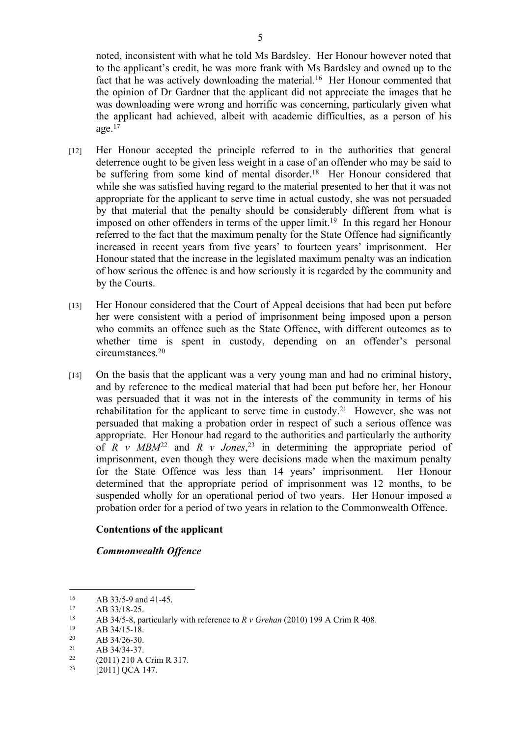noted, inconsistent with what he told Ms Bardsley. Her Honour however noted that to the applicant's credit, he was more frank with Ms Bardsley and owned up to the fact that he was actively downloading the material.[16] Her Honour commented that the opinion of Dr Gardner that the applicant did not appreciate the images that he was downloading were wrong and horrific was concerning, particularly given what the applicant had achieved, albeit with academic difficulties, as a person of his age.[17]

[12] Her Honour accepted the principle referred to in the authorities that general deterrence ought to be given less weight in a case of an offender who may be said to be suffering from some kind of mental disorder.[18] Her Honour considered that while she was satisfied having regard to the material presented to her that it was not appropriate for the applicant to serve time in actual custody, she was not persuaded by that material that the penalty should be considerably different from what is imposed on other offenders in terms of the upper limit.[19] In this regard her Honour referred to the fact that the maximum penalty for the State Offence had significantly increased in recent years from five years' to fourteen years' imprisonment. Her Honour stated that the increase in the legislated maximum penalty was an indication of how serious the offence is and how seriously it is regarded by the community and by the Courts.

[13] Her Honour considered that the Court of Appeal decisions that had been put before her were consistent with a period of imprisonment being imposed upon a person who commits an offence such as the State Offence, with different outcomes as to whether time is spent in custody, depending on an offender's personal circumstances.[20]

[14] On the basis that the applicant was a very young man and had no criminal history, and by reference to the medical material that had been put before her, her Honour was persuaded that it was not in the interests of the community in terms of his rehabilitation for the applicant to serve time in custody.[21] However, she was not persuaded that making a probation order in respect of such a serious offence was appropriate. Her Honour had regard to the authorities and particularly the authority of *R v MBM*[22] and *R v Jones*,[23] in determining the appropriate period of imprisonment, even though they were decisions made when the maximum penalty for the State Offence was less than 14 years' imprisonment. Her Honour determined that the appropriate period of imprisonment was 12 months, to be suspended wholly for an operational period of two years. Her Honour imposed a probation order for a period of two years in relation to the Commonwealth Offence.

**Contentions of the applicant**

***Commonwealth Offence***

---

[16] AB 33/5-9 and 41-45.

[17] AB 33/18-25.

[18] AB 34/5-8, particularly with reference to *R v Grehan* (2010) 199 A Crim R 408.

[19] AB 34/15-18.

[20] AB 34/26-30.

[21] AB 34/34-37.

[22] (2011) 210 A Crim R 317.

[23] [2011] QCA 147.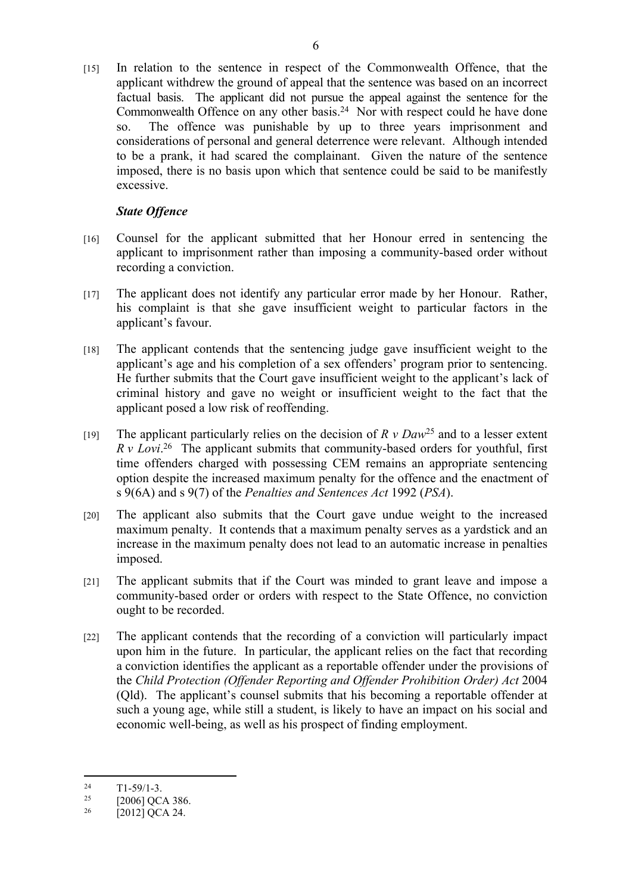[15] In relation to the sentence in respect of the Commonwealth Offence, that the applicant withdrew the ground of appeal that the sentence was based on an incorrect factual basis. The applicant did not pursue the appeal against the sentence for the Commonwealth Offence on any other basis.[24] Nor with respect could he have done so. The offence was punishable by up to three years imprisonment and considerations of personal and general deterrence were relevant. Although intended to be a prank, it had scared the complainant. Given the nature of the sentence imposed, there is no basis upon which that sentence could be said to be manifestly excessive.

***State Offence***

[16] Counsel for the applicant submitted that her Honour erred in sentencing the applicant to imprisonment rather than imposing a community-based order without recording a conviction.

[17] The applicant does not identify any particular error made by her Honour. Rather, his complaint is that she gave insufficient weight to particular factors in the applicant's favour.

[18] The applicant contends that the sentencing judge gave insufficient weight to the applicant's age and his completion of a sex offenders' program prior to sentencing. He further submits that the Court gave insufficient weight to the applicant's lack of criminal history and gave no weight or insufficient weight to the fact that the applicant posed a low risk of reoffending.

[19] The applicant particularly relies on the decision of *R v Daw*[25] and to a lesser extent *R v Lovi*.[26] The applicant submits that community-based orders for youthful, first time offenders charged with possessing CEM remains an appropriate sentencing option despite the increased maximum penalty for the offence and the enactment of s 9(6A) and s 9(7) of the *Penalties and Sentences Act* 1992 (*PSA*).

[20] The applicant also submits that the Court gave undue weight to the increased maximum penalty. It contends that a maximum penalty serves as a yardstick and an increase in the maximum penalty does not lead to an automatic increase in penalties imposed.

[21] The applicant submits that if the Court was minded to grant leave and impose a community-based order or orders with respect to the State Offence, no conviction ought to be recorded.

[22] The applicant contends that the recording of a conviction will particularly impact upon him in the future. In particular, the applicant relies on the fact that recording a conviction identifies the applicant as a reportable offender under the provisions of the *Child Protection (Offender Reporting and Offender Prohibition Order) Act* 2004 (Qld). The applicant's counsel submits that his becoming a reportable offender at such a young age, while still a student, is likely to have an impact on his social and economic well-being, as well as his prospect of finding employment.

---

[24] T1-59/1-3.

[25] [2006] QCA 386.

[26] [2012] QCA 24.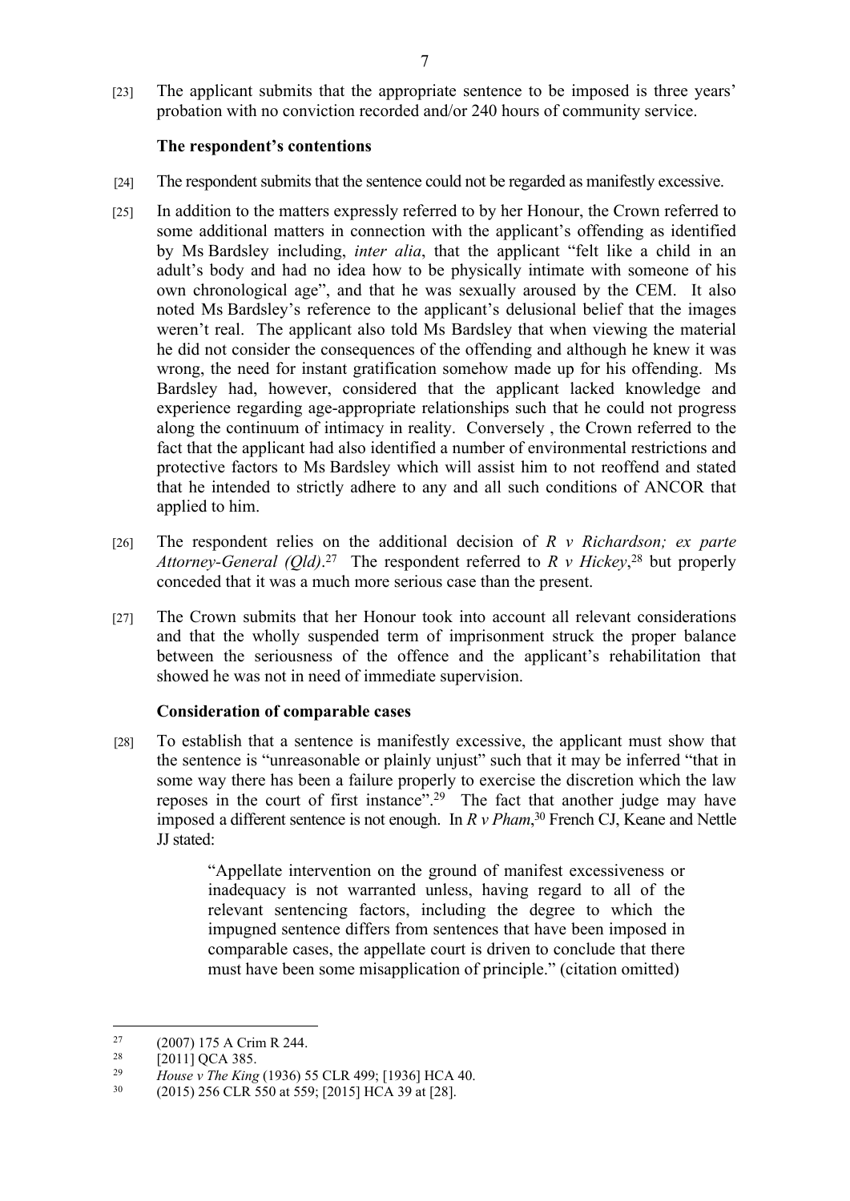[23] The applicant submits that the appropriate sentence to be imposed is three years' probation with no conviction recorded and/or 240 hours of community service.

### The respondent's contentions

[24] The respondent submits that the sentence could not be regarded as manifestly excessive.

[25] In addition to the matters expressly referred to by her Honour, the Crown referred to some additional matters in connection with the applicant's offending as identified by Ms Bardsley including, *inter alia*, that the applicant "felt like a child in an adult's body and had no idea how to be physically intimate with someone of his own chronological age", and that he was sexually aroused by the CEM. It also noted Ms Bardsley's reference to the applicant's delusional belief that the images weren't real. The applicant also told Ms Bardsley that when viewing the material he did not consider the consequences of the offending and although he knew it was wrong, the need for instant gratification somehow made up for his offending. Ms Bardsley had, however, considered that the applicant lacked knowledge and experience regarding age-appropriate relationships such that he could not progress along the continuum of intimacy in reality. Conversely , the Crown referred to the fact that the applicant had also identified a number of environmental restrictions and protective factors to Ms Bardsley which will assist him to not reoffend and stated that he intended to strictly adhere to any and all such conditions of ANCOR that applied to him.

[26] The respondent relies on the additional decision of *R v Richardson; ex parte Attorney-General (Qld)*.[27] The respondent referred to *R v Hickey*,[28] but properly conceded that it was a much more serious case than the present.

[27] The Crown submits that her Honour took into account all relevant considerations and that the wholly suspended term of imprisonment struck the proper balance between the seriousness of the offence and the applicant's rehabilitation that showed he was not in need of immediate supervision.

### Consideration of comparable cases

[28] To establish that a sentence is manifestly excessive, the applicant must show that the sentence is "unreasonable or plainly unjust" such that it may be inferred "that in some way there has been a failure properly to exercise the discretion which the law reposes in the court of first instance".[29] The fact that another judge may have imposed a different sentence is not enough. In *R v Pham*,[30] French CJ, Keane and Nettle JJ stated:

> "Appellate intervention on the ground of manifest excessiveness or inadequacy is not warranted unless, having regard to all of the relevant sentencing factors, including the degree to which the impugned sentence differs from sentences that have been imposed in comparable cases, the appellate court is driven to conclude that there must have been some misapplication of principle." (citation omitted)

---

[27] (2007) 175 A Crim R 244.

[28] [2011] QCA 385.

[29] *House v The King* (1936) 55 CLR 499; [1936] HCA 40.

[30] (2015) 256 CLR 550 at 559; [2015] HCA 39 at [28].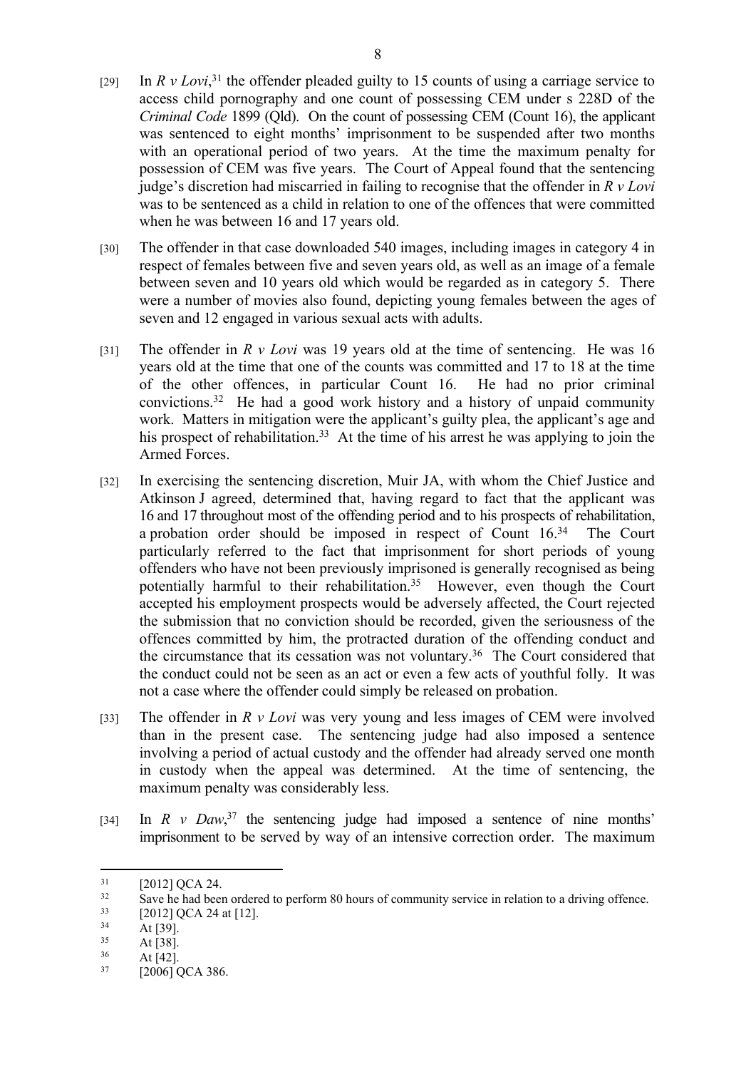[29] In *R v Lovi*,[31] the offender pleaded guilty to 15 counts of using a carriage service to access child pornography and one count of possessing CEM under s 228D of the *Criminal Code* 1899 (Qld). On the count of possessing CEM (Count 16), the applicant was sentenced to eight months' imprisonment to be suspended after two months with an operational period of two years. At the time the maximum penalty for possession of CEM was five years. The Court of Appeal found that the sentencing judge's discretion had miscarried in failing to recognise that the offender in *R v Lovi* was to be sentenced as a child in relation to one of the offences that were committed when he was between 16 and 17 years old.

[30] The offender in that case downloaded 540 images, including images in category 4 in respect of females between five and seven years old, as well as an image of a female between seven and 10 years old which would be regarded as in category 5. There were a number of movies also found, depicting young females between the ages of seven and 12 engaged in various sexual acts with adults.

[31] The offender in *R v Lovi* was 19 years old at the time of sentencing. He was 16 years old at the time that one of the counts was committed and 17 to 18 at the time of the other offences, in particular Count 16. He had no prior criminal convictions.[32] He had a good work history and a history of unpaid community work. Matters in mitigation were the applicant's guilty plea, the applicant's age and his prospect of rehabilitation.[33] At the time of his arrest he was applying to join the Armed Forces.

[32] In exercising the sentencing discretion, Muir JA, with whom the Chief Justice and Atkinson J agreed, determined that, having regard to fact that the applicant was 16 and 17 throughout most of the offending period and to his prospects of rehabilitation, a probation order should be imposed in respect of Count 16.[34] The Court particularly referred to the fact that imprisonment for short periods of young offenders who have not been previously imprisoned is generally recognised as being potentially harmful to their rehabilitation.[35] However, even though the Court accepted his employment prospects would be adversely affected, the Court rejected the submission that no conviction should be recorded, given the seriousness of the offences committed by him, the protracted duration of the offending conduct and the circumstance that its cessation was not voluntary.[36] The Court considered that the conduct could not be seen as an act or even a few acts of youthful folly. It was not a case where the offender could simply be released on probation.

[33] The offender in *R v Lovi* was very young and less images of CEM were involved than in the present case. The sentencing judge had also imposed a sentence involving a period of actual custody and the offender had already served one month in custody when the appeal was determined. At the time of sentencing, the maximum penalty was considerably less.

[34] In *R v Daw*,[37] the sentencing judge had imposed a sentence of nine months' imprisonment to be served by way of an intensive correction order. The maximum

---

[31] [2012] QCA 24.

[32] Save he had been ordered to perform 80 hours of community service in relation to a driving offence.

[33] [2012] QCA 24 at [12].

[34] At [39].

[35] At [38].

[36] At [42].

[37] [2006] QCA 386.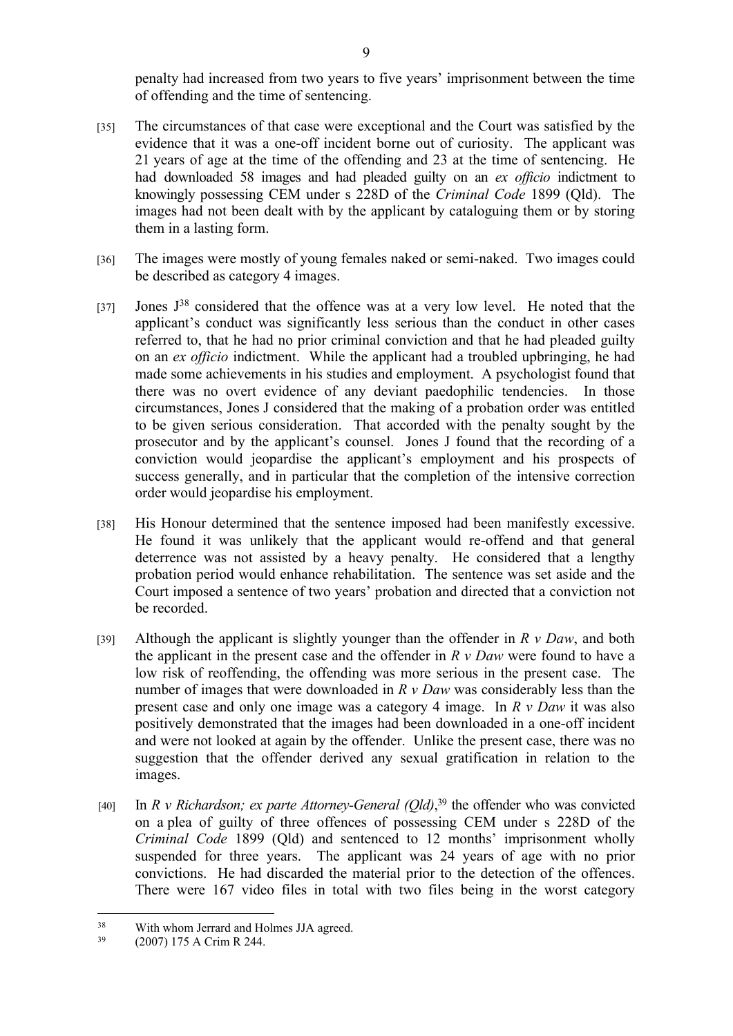penalty had increased from two years to five years' imprisonment between the time of offending and the time of sentencing.

[35] The circumstances of that case were exceptional and the Court was satisfied by the evidence that it was a one-off incident borne out of curiosity. The applicant was 21 years of age at the time of the offending and 23 at the time of sentencing. He had downloaded 58 images and had pleaded guilty on an *ex officio* indictment to knowingly possessing CEM under s 228D of the *Criminal Code* 1899 (Qld). The images had not been dealt with by the applicant by cataloguing them or by storing them in a lasting form.

[36] The images were mostly of young females naked or semi-naked. Two images could be described as category 4 images.

[37] Jones J[38] considered that the offence was at a very low level. He noted that the applicant's conduct was significantly less serious than the conduct in other cases referred to, that he had no prior criminal conviction and that he had pleaded guilty on an *ex officio* indictment. While the applicant had a troubled upbringing, he had made some achievements in his studies and employment. A psychologist found that there was no overt evidence of any deviant paedophilic tendencies. In those circumstances, Jones J considered that the making of a probation order was entitled to be given serious consideration. That accorded with the penalty sought by the prosecutor and by the applicant's counsel. Jones J found that the recording of a conviction would jeopardise the applicant's employment and his prospects of success generally, and in particular that the completion of the intensive correction order would jeopardise his employment.

[38] His Honour determined that the sentence imposed had been manifestly excessive. He found it was unlikely that the applicant would re-offend and that general deterrence was not assisted by a heavy penalty. He considered that a lengthy probation period would enhance rehabilitation. The sentence was set aside and the Court imposed a sentence of two years' probation and directed that a conviction not be recorded.

[39] Although the applicant is slightly younger than the offender in *R v Daw*, and both the applicant in the present case and the offender in *R v Daw* were found to have a low risk of reoffending, the offending was more serious in the present case. The number of images that were downloaded in *R v Daw* was considerably less than the present case and only one image was a category 4 image. In *R v Daw* it was also positively demonstrated that the images had been downloaded in a one-off incident and were not looked at again by the offender. Unlike the present case, there was no suggestion that the offender derived any sexual gratification in relation to the images.

[40] In *R v Richardson; ex parte Attorney-General (Qld)*,[39] the offender who was convicted on a plea of guilty of three offences of possessing CEM under s 228D of the *Criminal Code* 1899 (Qld) and sentenced to 12 months' imprisonment wholly suspended for three years. The applicant was 24 years of age with no prior convictions. He had discarded the material prior to the detection of the offences. There were 167 video files in total with two files being in the worst category

---

[38] With whom Jerrard and Holmes JJA agreed.

[39] (2007) 175 A Crim R 244.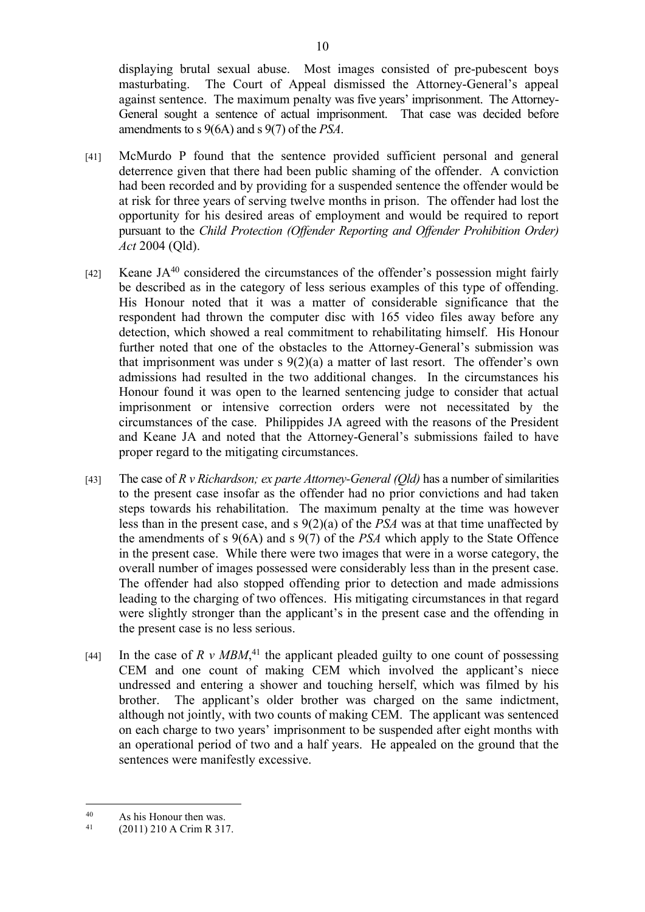displaying brutal sexual abuse. Most images consisted of pre-pubescent boys masturbating. The Court of Appeal dismissed the Attorney-General's appeal against sentence. The maximum penalty was five years' imprisonment. The Attorney-General sought a sentence of actual imprisonment. That case was decided before amendments to s 9(6A) and s 9(7) of the *PSA*.

[41] McMurdo P found that the sentence provided sufficient personal and general deterrence given that there had been public shaming of the offender. A conviction had been recorded and by providing for a suspended sentence the offender would be at risk for three years of serving twelve months in prison. The offender had lost the opportunity for his desired areas of employment and would be required to report pursuant to the *Child Protection (Offender Reporting and Offender Prohibition Order) Act* 2004 (Qld).

[42] Keane JA[40] considered the circumstances of the offender's possession might fairly be described as in the category of less serious examples of this type of offending. His Honour noted that it was a matter of considerable significance that the respondent had thrown the computer disc with 165 video files away before any detection, which showed a real commitment to rehabilitating himself. His Honour further noted that one of the obstacles to the Attorney-General's submission was that imprisonment was under s 9(2)(a) a matter of last resort. The offender's own admissions had resulted in the two additional changes. In the circumstances his Honour found it was open to the learned sentencing judge to consider that actual imprisonment or intensive correction orders were not necessitated by the circumstances of the case. Philippides JA agreed with the reasons of the President and Keane JA and noted that the Attorney-General's submissions failed to have proper regard to the mitigating circumstances.

[43] The case of *R v Richardson; ex parte Attorney-General (Qld)* has a number of similarities to the present case insofar as the offender had no prior convictions and had taken steps towards his rehabilitation. The maximum penalty at the time was however less than in the present case, and s 9(2)(a) of the *PSA* was at that time unaffected by the amendments of s 9(6A) and s 9(7) of the *PSA* which apply to the State Offence in the present case. While there were two images that were in a worse category, the overall number of images possessed were considerably less than in the present case. The offender had also stopped offending prior to detection and made admissions leading to the charging of two offences. His mitigating circumstances in that regard were slightly stronger than the applicant's in the present case and the offending in the present case is no less serious.

[44] In the case of *R v MBM*,[41] the applicant pleaded guilty to one count of possessing CEM and one count of making CEM which involved the applicant's niece undressed and entering a shower and touching herself, which was filmed by his brother. The applicant's older brother was charged on the same indictment, although not jointly, with two counts of making CEM. The applicant was sentenced on each charge to two years' imprisonment to be suspended after eight months with an operational period of two and a half years. He appealed on the ground that the sentences were manifestly excessive.

---

[40] As his Honour then was.

[41] (2011) 210 A Crim R 317.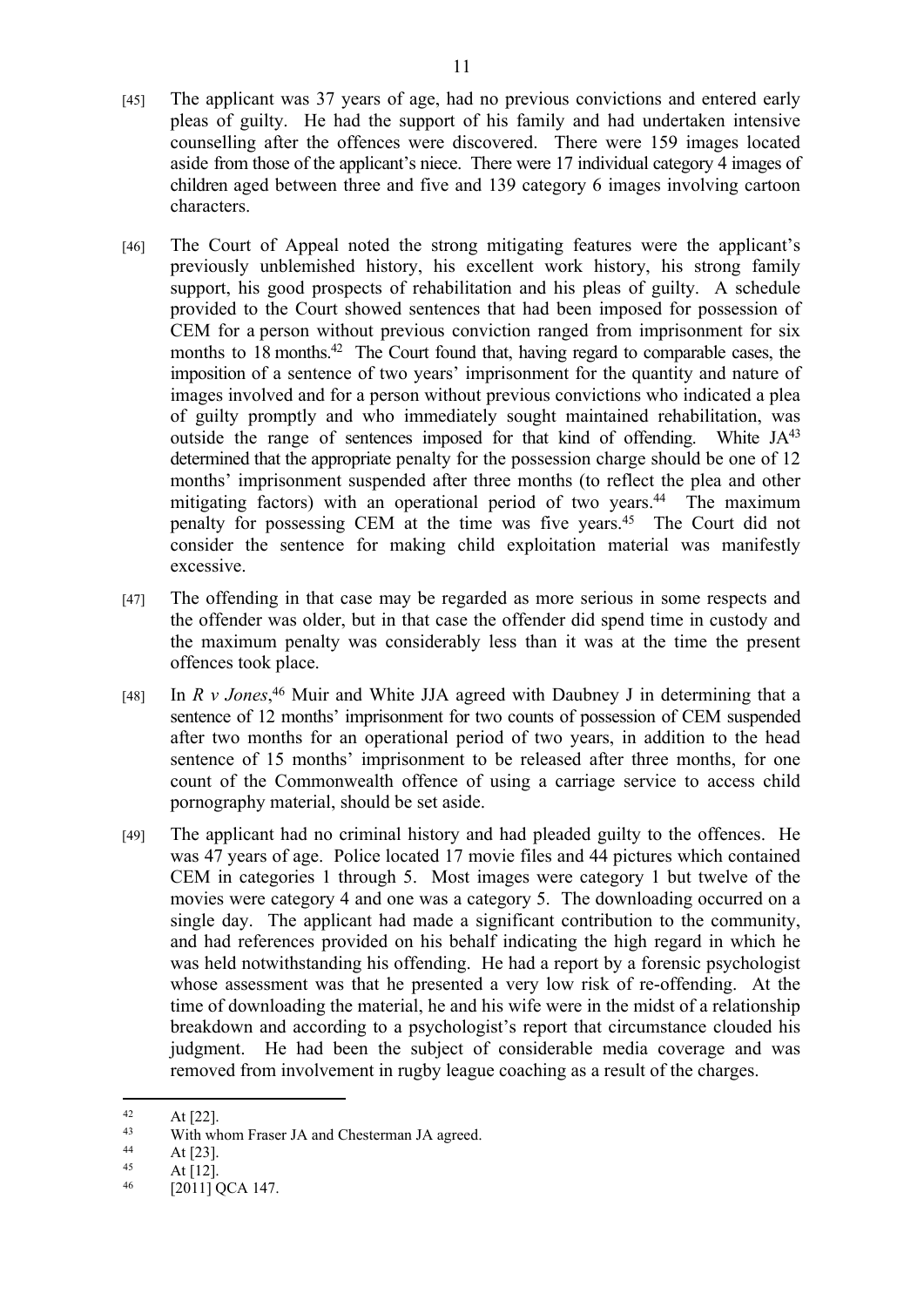[45] The applicant was 37 years of age, had no previous convictions and entered early pleas of guilty. He had the support of his family and had undertaken intensive counselling after the offences were discovered. There were 159 images located aside from those of the applicant's niece. There were 17 individual category 4 images of children aged between three and five and 139 category 6 images involving cartoon characters.

[46] The Court of Appeal noted the strong mitigating features were the applicant's previously unblemished history, his excellent work history, his strong family support, his good prospects of rehabilitation and his pleas of guilty. A schedule provided to the Court showed sentences that had been imposed for possession of CEM for a person without previous conviction ranged from imprisonment for six months to 18 months.[42] The Court found that, having regard to comparable cases, the imposition of a sentence of two years' imprisonment for the quantity and nature of images involved and for a person without previous convictions who indicated a plea of guilty promptly and who immediately sought maintained rehabilitation, was outside the range of sentences imposed for that kind of offending. White JA[43] determined that the appropriate penalty for the possession charge should be one of 12 months' imprisonment suspended after three months (to reflect the plea and other mitigating factors) with an operational period of two years.[44] The maximum penalty for possessing CEM at the time was five years.[45] The Court did not consider the sentence for making child exploitation material was manifestly excessive.

[47] The offending in that case may be regarded as more serious in some respects and the offender was older, but in that case the offender did spend time in custody and the maximum penalty was considerably less than it was at the time the present offences took place.

[48] In *R v Jones*,[46] Muir and White JJA agreed with Daubney J in determining that a sentence of 12 months' imprisonment for two counts of possession of CEM suspended after two months for an operational period of two years, in addition to the head sentence of 15 months' imprisonment to be released after three months, for one count of the Commonwealth offence of using a carriage service to access child pornography material, should be set aside.

[49] The applicant had no criminal history and had pleaded guilty to the offences. He was 47 years of age. Police located 17 movie files and 44 pictures which contained CEM in categories 1 through 5. Most images were category 1 but twelve of the movies were category 4 and one was a category 5. The downloading occurred on a single day. The applicant had made a significant contribution to the community, and had references provided on his behalf indicating the high regard in which he was held notwithstanding his offending. He had a report by a forensic psychologist whose assessment was that he presented a very low risk of re-offending. At the time of downloading the material, he and his wife were in the midst of a relationship breakdown and according to a psychologist's report that circumstance clouded his judgment. He had been the subject of considerable media coverage and was removed from involvement in rugby league coaching as a result of the charges.

---

[42] At [22].

[43] With whom Fraser JA and Chesterman JA agreed.

[44] At [23].

[45] At [12].

[46] [2011] QCA 147.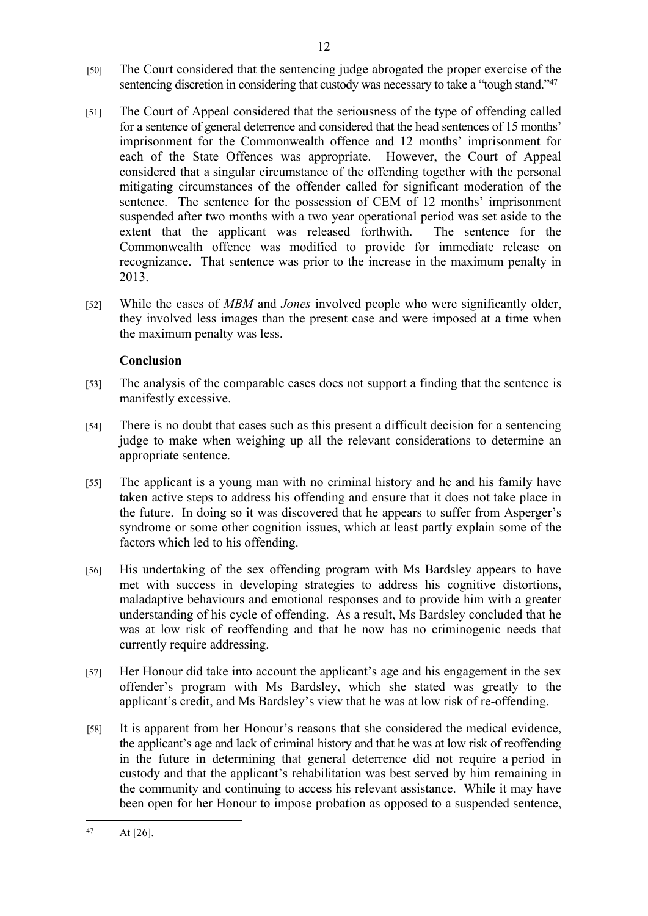[50] The Court considered that the sentencing judge abrogated the proper exercise of the sentencing discretion in considering that custody was necessary to take a "tough stand."[47]

[51] The Court of Appeal considered that the seriousness of the type of offending called for a sentence of general deterrence and considered that the head sentences of 15 months' imprisonment for the Commonwealth offence and 12 months' imprisonment for each of the State Offences was appropriate. However, the Court of Appeal considered that a singular circumstance of the offending together with the personal mitigating circumstances of the offender called for significant moderation of the sentence. The sentence for the possession of CEM of 12 months' imprisonment suspended after two months with a two year operational period was set aside to the extent that the applicant was released forthwith. The sentence for the Commonwealth offence was modified to provide for immediate release on recognizance. That sentence was prior to the increase in the maximum penalty in 2013.

[52] While the cases of *MBM* and *Jones* involved people who were significantly older, they involved less images than the present case and were imposed at a time when the maximum penalty was less.

**Conclusion**

[53] The analysis of the comparable cases does not support a finding that the sentence is manifestly excessive.

[54] There is no doubt that cases such as this present a difficult decision for a sentencing judge to make when weighing up all the relevant considerations to determine an appropriate sentence.

[55] The applicant is a young man with no criminal history and he and his family have taken active steps to address his offending and ensure that it does not take place in the future. In doing so it was discovered that he appears to suffer from Asperger's syndrome or some other cognition issues, which at least partly explain some of the factors which led to his offending.

[56] His undertaking of the sex offending program with Ms Bardsley appears to have met with success in developing strategies to address his cognitive distortions, maladaptive behaviours and emotional responses and to provide him with a greater understanding of his cycle of offending. As a result, Ms Bardsley concluded that he was at low risk of reoffending and that he now has no criminogenic needs that currently require addressing.

[57] Her Honour did take into account the applicant's age and his engagement in the sex offender's program with Ms Bardsley, which she stated was greatly to the applicant's credit, and Ms Bardsley's view that he was at low risk of re-offending.

[58] It is apparent from her Honour's reasons that she considered the medical evidence, the applicant's age and lack of criminal history and that he was at low risk of reoffending in the future in determining that general deterrence did not require a period in custody and that the applicant's rehabilitation was best served by him remaining in the community and continuing to access his relevant assistance. While it may have been open for her Honour to impose probation as opposed to a suspended sentence,

---

[47] At [26].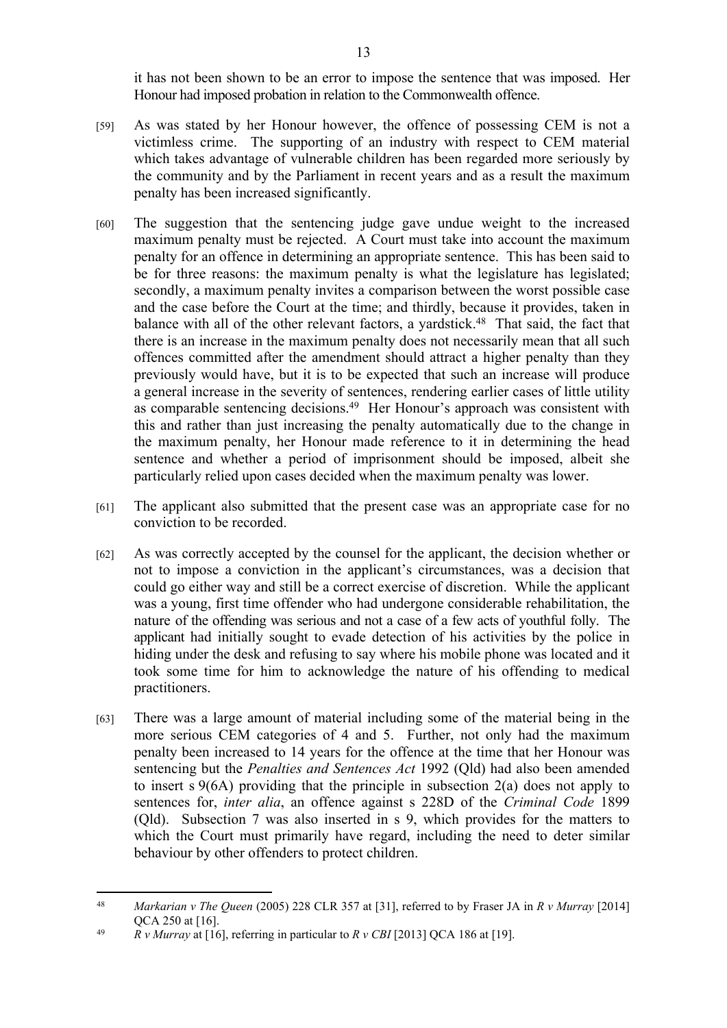it has not been shown to be an error to impose the sentence that was imposed. Her Honour had imposed probation in relation to the Commonwealth offence.

[59] As was stated by her Honour however, the offence of possessing CEM is not a victimless crime. The supporting of an industry with respect to CEM material which takes advantage of vulnerable children has been regarded more seriously by the community and by the Parliament in recent years and as a result the maximum penalty has been increased significantly.

[60] The suggestion that the sentencing judge gave undue weight to the increased maximum penalty must be rejected. A Court must take into account the maximum penalty for an offence in determining an appropriate sentence. This has been said to be for three reasons: the maximum penalty is what the legislature has legislated; secondly, a maximum penalty invites a comparison between the worst possible case and the case before the Court at the time; and thirdly, because it provides, taken in balance with all of the other relevant factors, a yardstick.[48] That said, the fact that there is an increase in the maximum penalty does not necessarily mean that all such offences committed after the amendment should attract a higher penalty than they previously would have, but it is to be expected that such an increase will produce a general increase in the severity of sentences, rendering earlier cases of little utility as comparable sentencing decisions.[49] Her Honour's approach was consistent with this and rather than just increasing the penalty automatically due to the change in the maximum penalty, her Honour made reference to it in determining the head sentence and whether a period of imprisonment should be imposed, albeit she particularly relied upon cases decided when the maximum penalty was lower.

[61] The applicant also submitted that the present case was an appropriate case for no conviction to be recorded.

[62] As was correctly accepted by the counsel for the applicant, the decision whether or not to impose a conviction in the applicant's circumstances, was a decision that could go either way and still be a correct exercise of discretion. While the applicant was a young, first time offender who had undergone considerable rehabilitation, the nature of the offending was serious and not a case of a few acts of youthful folly. The applicant had initially sought to evade detection of his activities by the police in hiding under the desk and refusing to say where his mobile phone was located and it took some time for him to acknowledge the nature of his offending to medical practitioners.

[63] There was a large amount of material including some of the material being in the more serious CEM categories of 4 and 5. Further, not only had the maximum penalty been increased to 14 years for the offence at the time that her Honour was sentencing but the *Penalties and Sentences Act* 1992 (Qld) had also been amended to insert s 9(6A) providing that the principle in subsection 2(a) does not apply to sentences for, *inter alia*, an offence against s 228D of the *Criminal Code* 1899 (Qld). Subsection 7 was also inserted in s 9, which provides for the matters to which the Court must primarily have regard, including the need to deter similar behaviour by other offenders to protect children.

---

[48] *Markarian v The Queen* (2005) 228 CLR 357 at [31], referred to by Fraser JA in *R v Murray* [2014] QCA 250 at [16].

[49] *R v Murray* at [16], referring in particular to *R v CBI* [2013] QCA 186 at [19].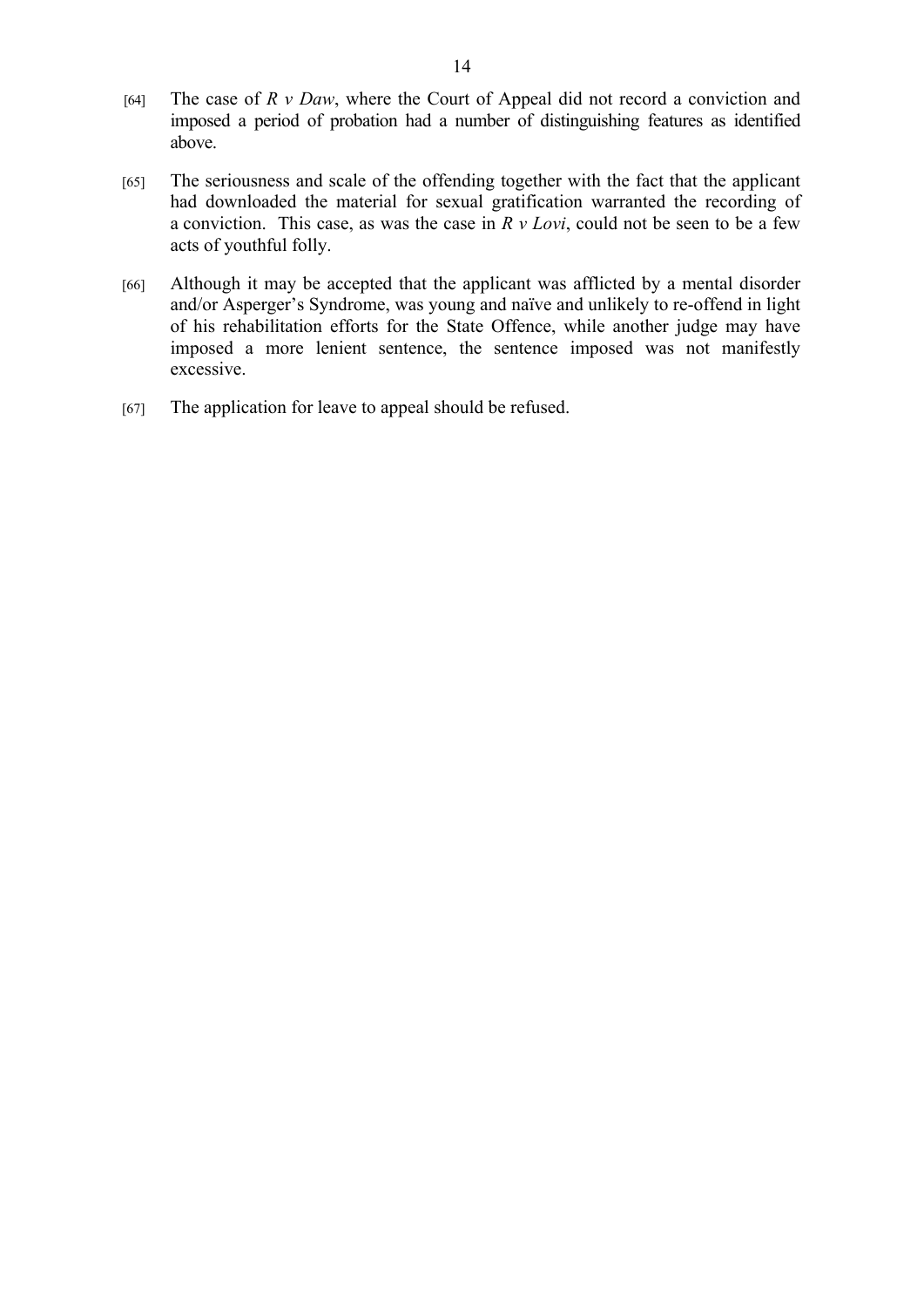[64] The case of *R v Daw*, where the Court of Appeal did not record a conviction and imposed a period of probation had a number of distinguishing features as identified above.

[65] The seriousness and scale of the offending together with the fact that the applicant had downloaded the material for sexual gratification warranted the recording of a conviction. This case, as was the case in *R v Lovi*, could not be seen to be a few acts of youthful folly.

[66] Although it may be accepted that the applicant was afflicted by a mental disorder and/or Asperger's Syndrome, was young and naïve and unlikely to re-offend in light of his rehabilitation efforts for the State Offence, while another judge may have imposed a more lenient sentence, the sentence imposed was not manifestly excessive.

[67] The application for leave to appeal should be refused.